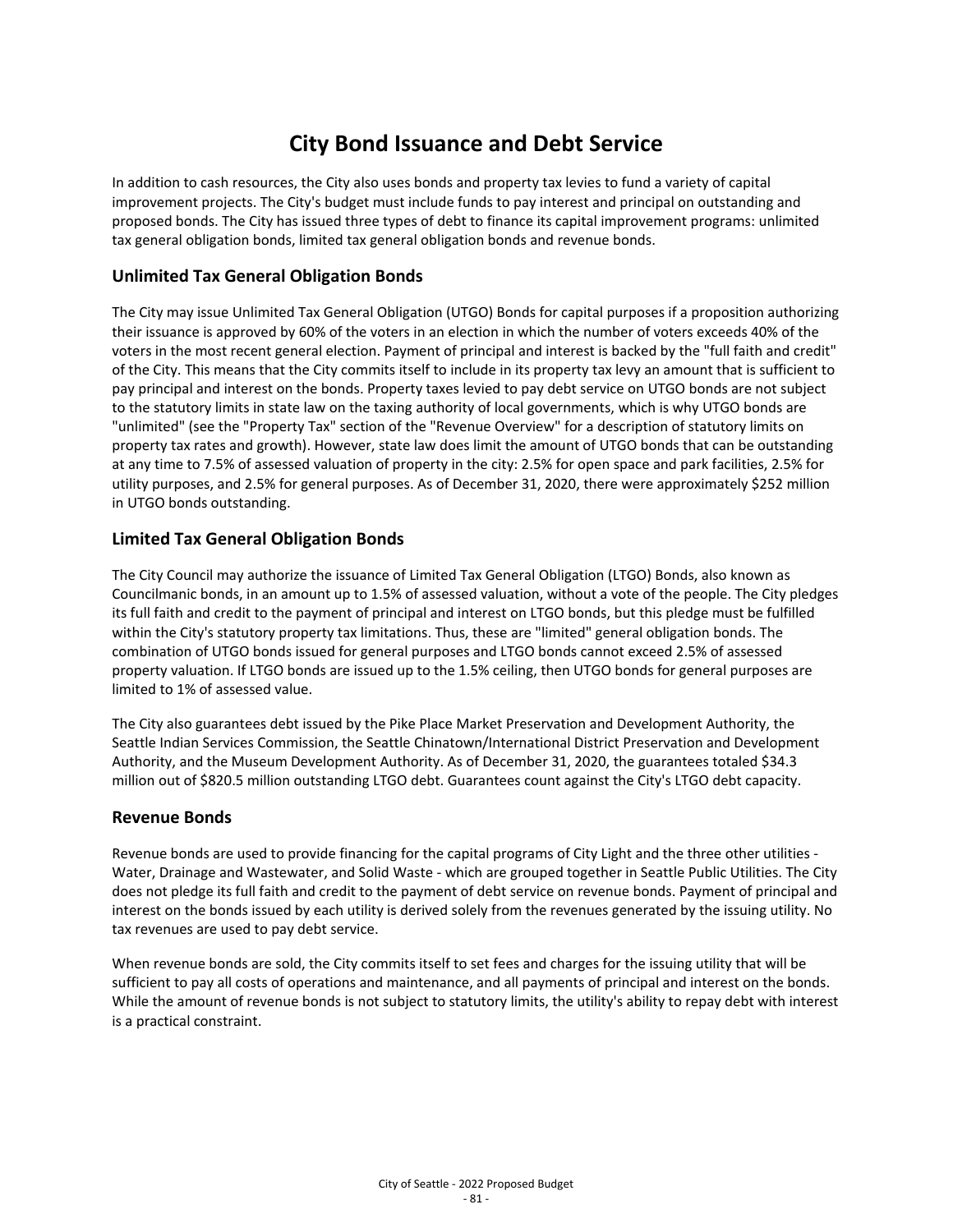# City Bond Issuance and Debt Service

In addition to cash resources, the City also uses bonds and property tax levies to fund a variety of capital improvement projects. The City's budget must include funds to pay interest and principal on outstanding and proposed bonds. The City has issued three types of debt to finance its capital improvement programs: unlimited tax general obligation bonds, limited tax general obligation bonds and revenue bonds.

## Unlimited Tax General Obligation Bonds

The City may issue Unlimited Tax General Obligation (UTGO) Bonds for capital purposes if a proposition authorizing their issuance is approved by 60% of the voters in an election in which the number of voters exceeds 40% of the voters in the most recent general election. Payment of principal and interest is backed by the "full faith and credit" of the City. This means that the City commits itself to include in its property tax levy an amount that is sufficient to pay principal and interest on the bonds. Property taxes levied to pay debt service on UTGO bonds are not subject to the statutory limits in state law on the taxing authority of local governments, which is why UTGO bonds are "unlimited" (see the "Property Tax" section of the "Revenue Overview" for a description of statutory limits on property tax rates and growth). However, state law does limit the amount of UTGO bonds that can be outstanding at any time to 7.5% of assessed valuation of property in the city: 2.5% for open space and park facilities, 2.5% for utility purposes, and 2.5% for general purposes. As of December 31, 2020, there were approximately $252 million in UTGO bonds outstanding.

## Limited Tax General Obligation Bonds

The City Council may authorize the issuance of Limited Tax General Obligation (LTGO) Bonds, also known as Councilmanic bonds, in an amount up to 1.5% of assessed valuation, without a vote of the people. The City pledges its full faith and credit to the payment of principal and interest on LTGO bonds, but this pledge must be fulfilled within the City's statutory property tax limitations. Thus, these are "limited" general obligation bonds. The combination of UTGO bonds issued for general purposes and LTGO bonds cannot exceed 2.5% of assessed property valuation. If LTGO bonds are issued up to the 1.5% ceiling, then UTGO bonds for general purposes are limited to 1% of assessed value.

The City also guarantees debt issued by the Pike Place Market Preservation and Development Authority, the Seattle Indian Services Commission, the Seattle Chinatown/International District Preservation and Development Authority, and the Museum Development Authority. As of December 31, 2020, the guarantees totaled $34.3 million out of $820.5 million outstanding LTGO debt. Guarantees count against the City's LTGO debt capacity.

## Revenue Bonds

Revenue bonds are used to provide financing for the capital programs of City Light and the three other utilities - Water, Drainage and Wastewater, and Solid Waste - which are grouped together in Seattle Public Utilities. The City does not pledge its full faith and credit to the payment of debt service on revenue bonds. Payment of principal and interest on the bonds issued by each utility is derived solely from the revenues generated by the issuing utility. No tax revenues are used to pay debt service.

When revenue bonds are sold, the City commits itself to set fees and charges for the issuing utility that will be sufficient to pay all costs of operations and maintenance, and all payments of principal and interest on the bonds. While the amount of revenue bonds is not subject to statutory limits, the utility's ability to repay debt with interest is a practical constraint.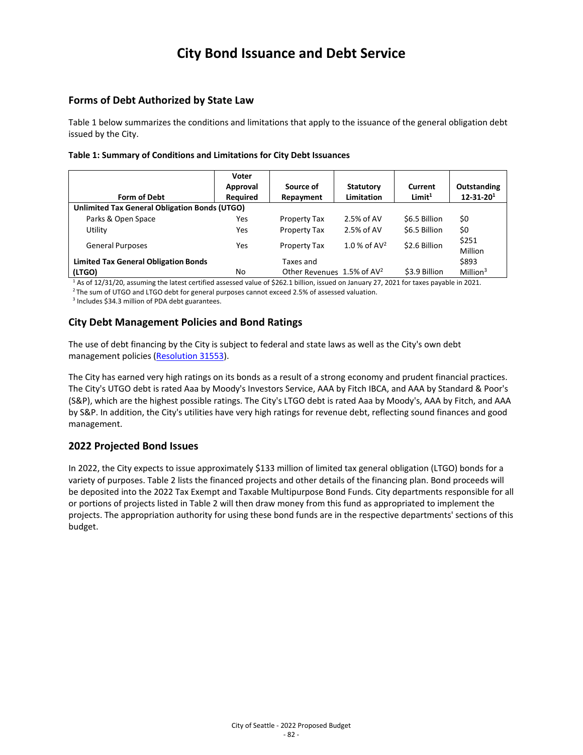# City Bond Issuance and Debt Service

## Forms of Debt Authorized by State Law

Table 1 below summarizes the conditions and limitations that apply to the issuance of the general obligation debt issued by the City.

**Table 1: Summary of Conditions and Limitations for City Debt Issuances**

| Form of Debt | Voter Approval Required | Source of Repayment | Statutory Limitation | Current Limit[1] | Outstanding 12-31-20[1] |
|---|---|---|---|---|---|
| **Unlimited Tax General Obligation Bonds (UTGO)** | | | | | |
| Parks & Open Space | Yes | Property Tax | 2.5% of AV | \$6.5 Billion | \$0 |
| Utility | Yes | Property Tax | 2.5% of AV | \$6.5 Billion | \$0 |
| General Purposes | Yes | Property Tax | 1.0 % of AV[2] | \$2.6 Billion | \$251 Million |
| **Limited Tax General Obligation Bonds (LTGO)** | No | Taxes and Other Revenues | 1.5% of AV[2] | \$3.9 Billion | \$893 Million[3] |

[1] As of 12/31/20, assuming the latest certified assessed value of \$262.1 billion, issued on January 27, 2021 for taxes payable in 2021.
[2] The sum of UTGO and LTGO debt for general purposes cannot exceed 2.5% of assessed valuation.
[3] Includes \$34.3 million of PDA debt guarantees.

## City Debt Management Policies and Bond Ratings

The use of debt financing by the City is subject to federal and state laws as well as the City's own debt management policies (Resolution 31553).

The City has earned very high ratings on its bonds as a result of a strong economy and prudent financial practices. The City's UTGO debt is rated Aaa by Moody's Investors Service, AAA by Fitch IBCA, and AAA by Standard & Poor's (S&P), which are the highest possible ratings. The City's LTGO debt is rated Aaa by Moody's, AAA by Fitch, and AAA by S&P. In addition, the City's utilities have very high ratings for revenue debt, reflecting sound finances and good management.

## 2022 Projected Bond Issues

In 2022, the City expects to issue approximately \$133 million of limited tax general obligation (LTGO) bonds for a variety of purposes. Table 2 lists the financed projects and other details of the financing plan. Bond proceeds will be deposited into the 2022 Tax Exempt and Taxable Multipurpose Bond Funds. City departments responsible for all or portions of projects listed in Table 2 will then draw money from this fund as appropriated to implement the projects. The appropriation authority for using these bond funds are in the respective departments' sections of this budget.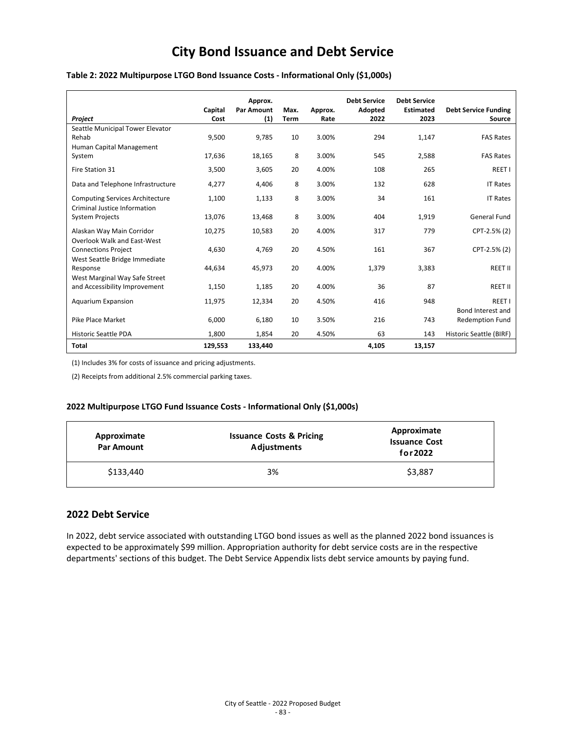# City Bond Issuance and Debt Service

**Table 2: 2022 Multipurpose LTGO Bond Issuance Costs - Informational Only ($1,000s)**

| *Project* | Capital Cost | Approx. Par Amount (1) | Max. Term | Approx. Rate | Debt Service Adopted 2022 | Debt Service Estimated 2023 | Debt Service Funding Source |
|---|---|---|---|---|---|---|---|
| Seattle Municipal Tower Elevator Rehab | 9,500 | 9,785 | 10 | 3.00% | 294 | 1,147 | FAS Rates |
| Human Capital Management System | 17,636 | 18,165 | 8 | 3.00% | 545 | 2,588 | FAS Rates |
| Fire Station 31 | 3,500 | 3,605 | 20 | 4.00% | 108 | 265 | REET I |
| Data and Telephone Infrastructure | 4,277 | 4,406 | 8 | 3.00% | 132 | 628 | IT Rates |
| Computing Services Architecture | 1,100 | 1,133 | 8 | 3.00% | 34 | 161 | IT Rates |
| Criminal Justice Information System Projects | 13,076 | 13,468 | 8 | 3.00% | 404 | 1,919 | General Fund |
| Alaskan Way Main Corridor | 10,275 | 10,583 | 20 | 4.00% | 317 | 779 | CPT-2.5% (2) |
| Overlook Walk and East-West Connections Project | 4,630 | 4,769 | 20 | 4.50% | 161 | 367 | CPT-2.5% (2) |
| West Seattle Bridge Immediate Response | 44,634 | 45,973 | 20 | 4.00% | 1,379 | 3,383 | REET II |
| West Marginal Way Safe Street and Accessibility Improvement | 1,150 | 1,185 | 20 | 4.00% | 36 | 87 | REET II |
| Aquarium Expansion | 11,975 | 12,334 | 20 | 4.50% | 416 | 948 | REET I |
| Pike Place Market | 6,000 | 6,180 | 10 | 3.50% | 216 | 743 | Bond Interest and Redemption Fund |
| Historic Seattle PDA | 1,800 | 1,854 | 20 | 4.50% | 63 | 143 | Historic Seattle (BIRF) |
| **Total** | **129,553** | **133,440** | | | **4,105** | **13,157** | |

(1) Includes 3% for costs of issuance and pricing adjustments.

(2) Receipts from additional 2.5% commercial parking taxes.

**2022 Multipurpose LTGO Fund Issuance Costs - Informational Only ($1,000s)**

| Approximate Par Amount | Issuance Costs & Pricing Adjustments | Approximate Issuance Cost for 2022 |
|---|---|---|
| $133,440 | 3% | $3,887 |

## 2022 Debt Service

In 2022, debt service associated with outstanding LTGO bond issues as well as the planned 2022 bond issuances is expected to be approximately $99 million. Appropriation authority for debt service costs are in the respective departments' sections of this budget. The Debt Service Appendix lists debt service amounts by paying fund.